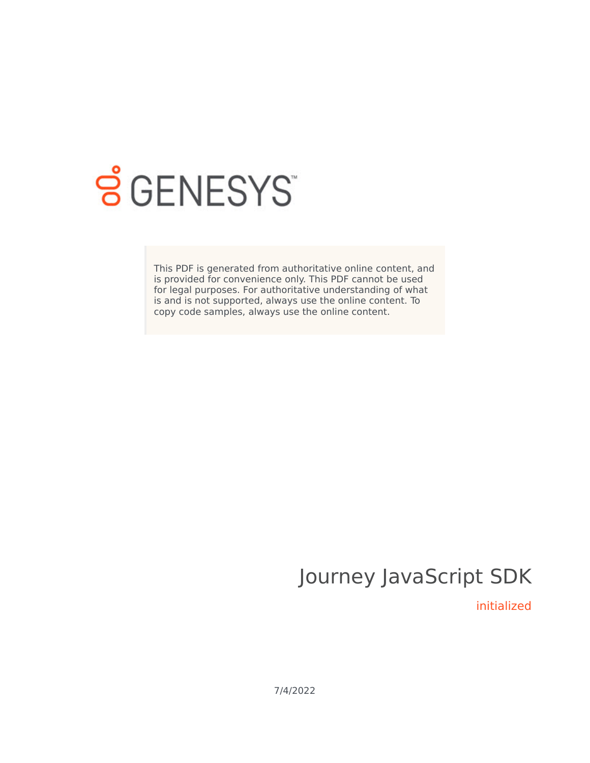GENESYS

This PDF is generated from authoritative online content, and is provided for convenience only. This PDF cannot be used for legal purposes. For authoritative understanding of what is and is not supported, always use the online content. To copy code samples, always use the online content.

# Journey JavaScript SDK

initialized

7/4/2022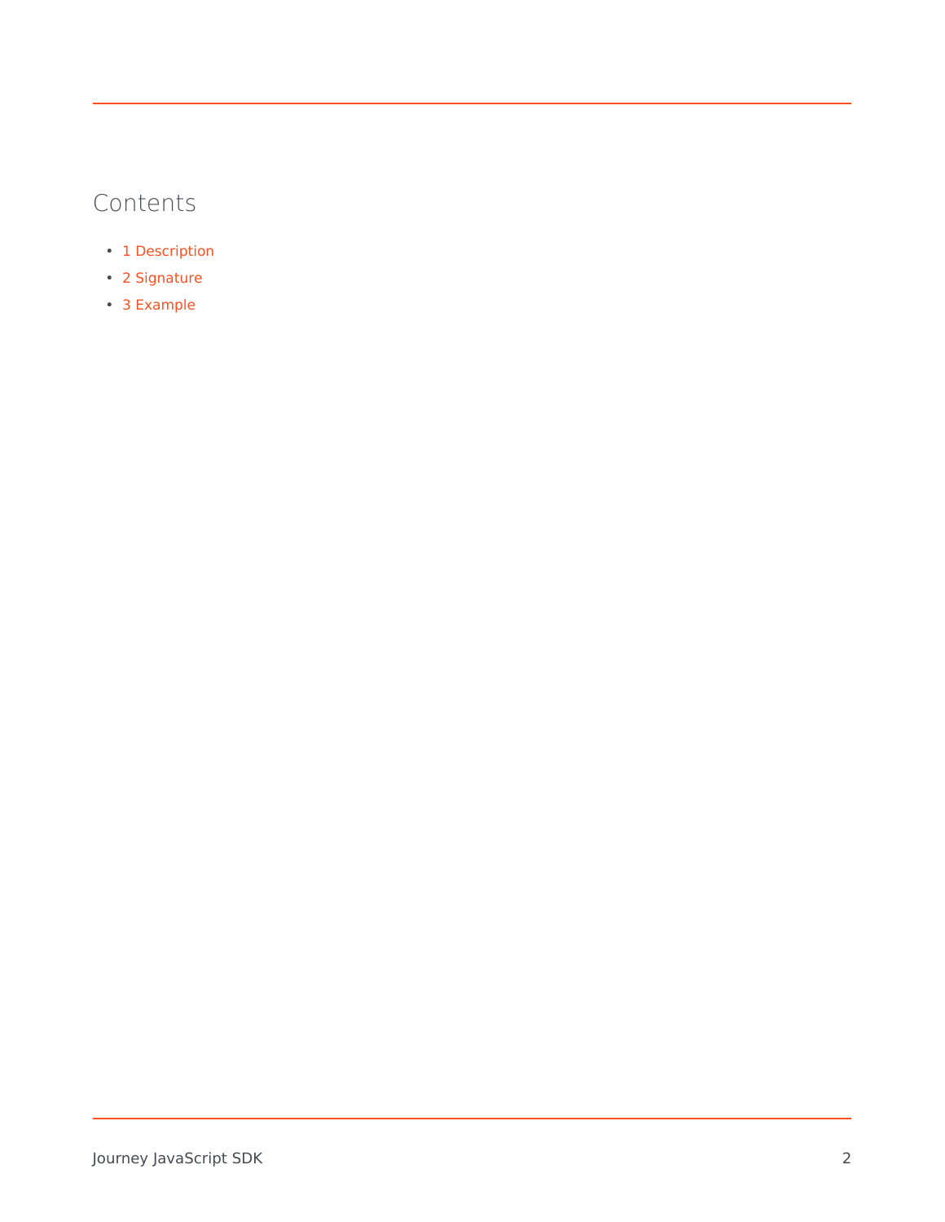## Contents

- 1 Description
- 2 Signature
- 3 Example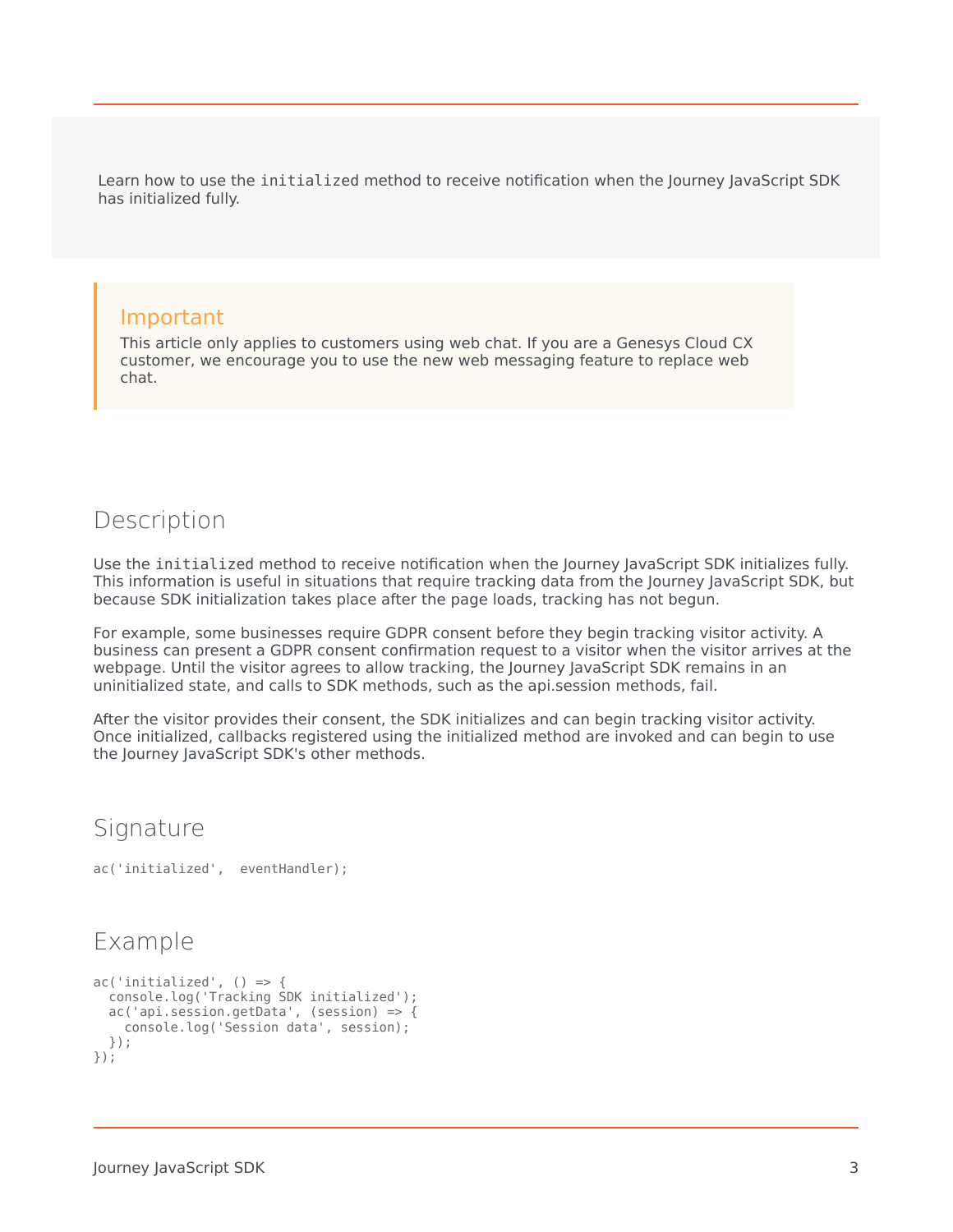Learn how to use the `initialized` method to receive notification when the Journey JavaScript SDK has initialized fully.

**Important**

This article only applies to customers using web chat. If you are a Genesys Cloud CX customer, we encourage you to use the new web messaging feature to replace web chat.

## Description

Use the `initialized` method to receive notification when the Journey JavaScript SDK initializes fully. This information is useful in situations that require tracking data from the Journey JavaScript SDK, but because SDK initialization takes place after the page loads, tracking has not begun.

For example, some businesses require GDPR consent before they begin tracking visitor activity. A business can present a GDPR consent confirmation request to a visitor when the visitor arrives at the webpage. Until the visitor agrees to allow tracking, the Journey JavaScript SDK remains in an uninitialized state, and calls to SDK methods, such as the api.session methods, fail.

After the visitor provides their consent, the SDK initializes and can begin tracking visitor activity. Once initialized, callbacks registered using the initialized method are invoked and can begin to use the Journey JavaScript SDK's other methods.

## Signature

```
ac('initialized',  eventHandler);
```

## Example

```
ac('initialized', () => {
  console.log('Tracking SDK initialized');
  ac('api.session.getData', (session) => {
    console.log('Session data', session);
  });
});
```